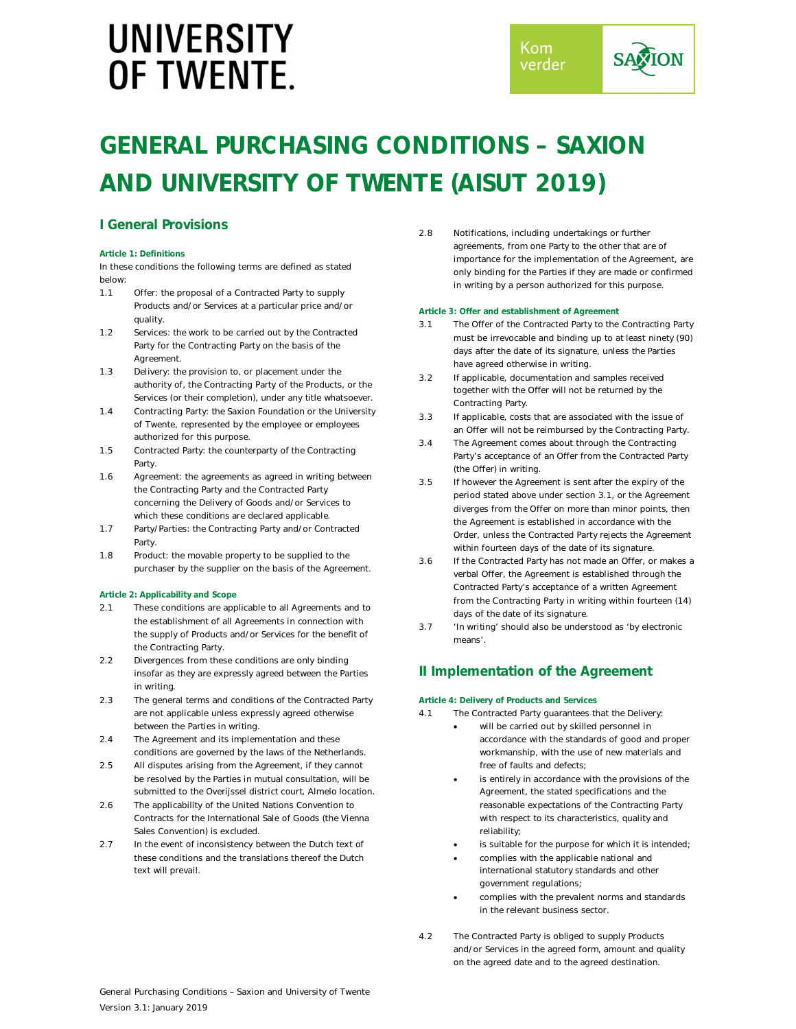UNIVERSITY OF TWENTE.

Kom verder SAXION

# GENERAL PURCHASING CONDITIONS – SAXION AND UNIVERSITY OF TWENTE (AISUT 2019)

## I General Provisions

### Article 1: Definitions

In these conditions the following terms are defined as stated below:

1.1 Offer: the proposal of a Contracted Party to supply Products and/or Services at a particular price and/or quality.

1.2 Services: the work to be carried out by the Contracted Party for the Contracting Party on the basis of the Agreement.

1.3 Delivery: the provision to, or placement under the authority of, the Contracting Party of the Products, or the Services (or their completion), under any title whatsoever.

1.4 Contracting Party: the Saxion Foundation or the University of Twente, represented by the employee or employees authorized for this purpose.

1.5 Contracted Party: the counterparty of the Contracting Party.

1.6 Agreement: the agreements as agreed in writing between the Contracting Party and the Contracted Party concerning the Delivery of Goods and/or Services to which these conditions are declared applicable.

1.7 Party/Parties: the Contracting Party and/or Contracted Party.

1.8 Product: the movable property to be supplied to the purchaser by the supplier on the basis of the Agreement.

### Article 2: Applicability and Scope

2.1 These conditions are applicable to all Agreements and to the establishment of all Agreements in connection with the supply of Products and/or Services for the benefit of the Contracting Party.

2.2 Divergences from these conditions are only binding insofar as they are expressly agreed between the Parties in writing.

2.3 The general terms and conditions of the Contracted Party are not applicable unless expressly agreed otherwise between the Parties in writing.

2.4 The Agreement and its implementation and these conditions are governed by the laws of the Netherlands.

2.5 All disputes arising from the Agreement, if they cannot be resolved by the Parties in mutual consultation, will be submitted to the Overijssel district court, Almelo location.

2.6 The applicability of the United Nations Convention to Contracts for the International Sale of Goods (the Vienna Sales Convention) is excluded.

2.7 In the event of inconsistency between the Dutch text of these conditions and the translations thereof the Dutch text will prevail.

2.8 Notifications, including undertakings or further agreements, from one Party to the other that are of importance for the implementation of the Agreement, are only binding for the Parties if they are made or confirmed in writing by a person authorized for this purpose.

### Article 3: Offer and establishment of Agreement

3.1 The Offer of the Contracted Party to the Contracting Party must be irrevocable and binding up to at least ninety (90) days after the date of its signature, unless the Parties have agreed otherwise in writing.

3.2 If applicable, documentation and samples received together with the Offer will not be returned by the Contracting Party.

3.3 If applicable, costs that are associated with the issue of an Offer will not be reimbursed by the Contracting Party.

3.4 The Agreement comes about through the Contracting Party's acceptance of an Offer from the Contracted Party (the Offer) in writing.

3.5 If however the Agreement is sent after the expiry of the period stated above under section 3.1, or the Agreement diverges from the Offer on more than minor points, then the Agreement is established in accordance with the Order, unless the Contracted Party rejects the Agreement within fourteen days of the date of its signature.

3.6 If the Contracted Party has not made an Offer, or makes a verbal Offer, the Agreement is established through the Contracted Party's acceptance of a written Agreement from the Contracting Party in writing within fourteen (14) days of the date of its signature.

3.7 'In writing' should also be understood as 'by electronic means'.

## II Implementation of the Agreement

### Article 4: Delivery of Products and Services

4.1 The Contracted Party guarantees that the Delivery:

- will be carried out by skilled personnel in accordance with the standards of good and proper workmanship, with the use of new materials and free of faults and defects;
- is entirely in accordance with the provisions of the Agreement, the stated specifications and the reasonable expectations of the Contracting Party with respect to its characteristics, quality and reliability;
- is suitable for the purpose for which it is intended;
- complies with the applicable national and international statutory standards and other government regulations;
- complies with the prevalent norms and standards in the relevant business sector.

4.2 The Contracted Party is obliged to supply Products and/or Services in the agreed form, amount and quality on the agreed date and to the agreed destination.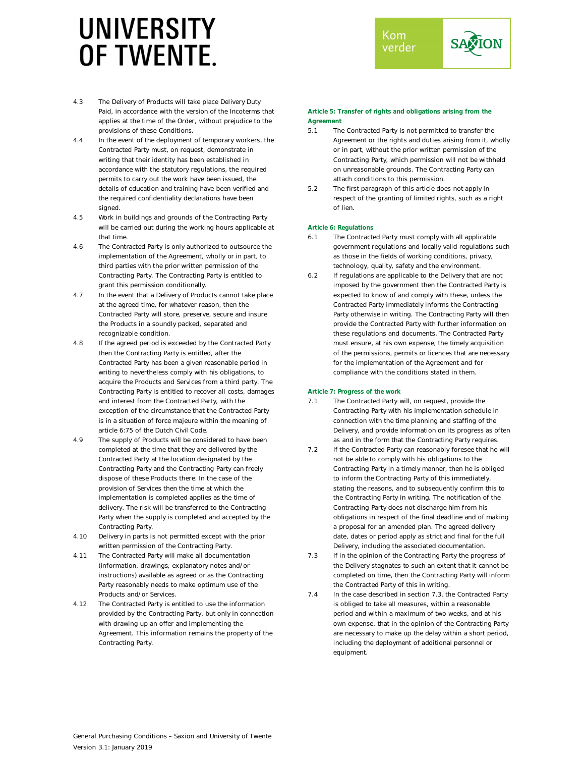4.3 The Delivery of Products will take place Delivery Duty Paid, in accordance with the version of the Incoterms that applies at the time of the Order, without prejudice to the provisions of these Conditions.

4.4 In the event of the deployment of temporary workers, the Contracted Party must, on request, demonstrate in writing that their identity has been established in accordance with the statutory regulations, the required permits to carry out the work have been issued, the details of education and training have been verified and the required confidentiality declarations have been signed.

4.5 Work in buildings and grounds of the Contracting Party will be carried out during the working hours applicable at that time.

4.6 The Contracted Party is only authorized to outsource the implementation of the Agreement, wholly or in part, to third parties with the prior written permission of the Contracting Party. The Contracting Party is entitled to grant this permission conditionally.

4.7 In the event that a Delivery of Products cannot take place at the agreed time, for whatever reason, then the Contracted Party will store, preserve, secure and insure the Products in a soundly packed, separated and recognizable condition.

4.8 If the agreed period is exceeded by the Contracted Party then the Contracting Party is entitled, after the Contracted Party has been a given reasonable period in writing to nevertheless comply with his obligations, to acquire the Products and Services from a third party. The Contracting Party is entitled to recover all costs, damages and interest from the Contracted Party, with the exception of the circumstance that the Contracted Party is in a situation of force majeure within the meaning of article 6:75 of the Dutch Civil Code.

4.9 The supply of Products will be considered to have been completed at the time that they are delivered by the Contracted Party at the location designated by the Contracting Party and the Contracting Party can freely dispose of these Products there. In the case of the provision of Services then the time at which the implementation is completed applies as the time of delivery. The risk will be transferred to the Contracting Party when the supply is completed and accepted by the Contracting Party.

4.10 Delivery in parts is not permitted except with the prior written permission of the Contracting Party.

4.11 The Contracted Party will make all documentation (information, drawings, explanatory notes and/or instructions) available as agreed or as the Contracting Party reasonably needs to make optimum use of the Products and/or Services.

4.12 The Contracted Party is entitled to use the information provided by the Contracting Party, but only in connection with drawing up an offer and implementing the Agreement. This information remains the property of the Contracting Party.

**Article 5: Transfer of rights and obligations arising from the Agreement**

5.1 The Contracted Party is not permitted to transfer the Agreement or the rights and duties arising from it, wholly or in part, without the prior written permission of the Contracting Party, which permission will not be withheld on unreasonable grounds. The Contracting Party can attach conditions to this permission.

5.2 The first paragraph of this article does not apply in respect of the granting of limited rights, such as a right of lien.

**Article 6: Regulations**

6.1 The Contracted Party must comply with all applicable government regulations and locally valid regulations such as those in the fields of working conditions, privacy, technology, quality, safety and the environment.

6.2 If regulations are applicable to the Delivery that are not imposed by the government then the Contracted Party is expected to know of and comply with these, unless the Contracted Party immediately informs the Contracting Party otherwise in writing. The Contracting Party will then provide the Contracted Party with further information on these regulations and documents. The Contracted Party must ensure, at his own expense, the timely acquisition of the permissions, permits or licences that are necessary for the implementation of the Agreement and for compliance with the conditions stated in them.

**Article 7: Progress of the work**

7.1 The Contracted Party will, on request, provide the Contracting Party with his implementation schedule in connection with the time planning and staffing of the Delivery, and provide information on its progress as often as and in the form that the Contracting Party requires.

7.2 If the Contracted Party can reasonably foresee that he will not be able to comply with his obligations to the Contracting Party in a timely manner, then he is obliged to inform the Contracting Party of this immediately, stating the reasons, and to subsequently confirm this to the Contracting Party in writing. The notification of the Contracting Party does not discharge him from his obligations in respect of the final deadline and of making a proposal for an amended plan. The agreed delivery date, dates or period apply as strict and final for the full Delivery, including the associated documentation.

7.3 If in the opinion of the Contracting Party the progress of the Delivery stagnates to such an extent that it cannot be completed on time, then the Contracting Party will inform the Contracted Party of this in writing.

7.4 In the case described in section 7.3, the Contracted Party is obliged to take all measures, within a reasonable period and within a maximum of two weeks, and at his own expense, that in the opinion of the Contracting Party are necessary to make up the delay within a short period, including the deployment of additional personnel or equipment.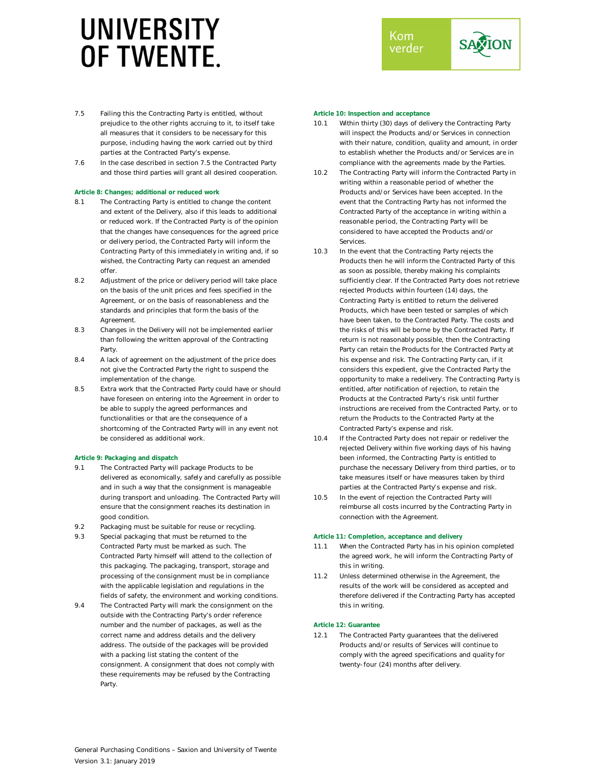7.5 Failing this the Contracting Party is entitled, without prejudice to the other rights accruing to it, to itself take all measures that it considers to be necessary for this purpose, including having the work carried out by third parties at the Contracted Party's expense.

7.6 In the case described in section 7.5 the Contracted Party and those third parties will grant all desired cooperation.

### Article 8: Changes; additional or reduced work

8.1 The Contracting Party is entitled to change the content and extent of the Delivery, also if this leads to additional or reduced work. If the Contracted Party is of the opinion that the changes have consequences for the agreed price or delivery period, the Contracted Party will inform the Contracting Party of this immediately in writing and, if so wished, the Contracting Party can request an amended offer.

8.2 Adjustment of the price or delivery period will take place on the basis of the unit prices and fees specified in the Agreement, or on the basis of reasonableness and the standards and principles that form the basis of the Agreement.

8.3 Changes in the Delivery will not be implemented earlier than following the written approval of the Contracting Party.

8.4 A lack of agreement on the adjustment of the price does not give the Contracted Party the right to suspend the implementation of the change.

8.5 Extra work that the Contracted Party could have or should have foreseen on entering into the Agreement in order to be able to supply the agreed performances and functionalities or that are the consequence of a shortcoming of the Contracted Party will in any event not be considered as additional work.

### Article 9: Packaging and dispatch

9.1 The Contracted Party will package Products to be delivered as economically, safely and carefully as possible and in such a way that the consignment is manageable during transport and unloading. The Contracted Party will ensure that the consignment reaches its destination in good condition.

9.2 Packaging must be suitable for reuse or recycling.

9.3 Special packaging that must be returned to the Contracted Party must be marked as such. The Contracted Party himself will attend to the collection of this packaging. The packaging, transport, storage and processing of the consignment must be in compliance with the applicable legislation and regulations in the fields of safety, the environment and working conditions.

9.4 The Contracted Party will mark the consignment on the outside with the Contracting Party's order reference number and the number of packages, as well as the correct name and address details and the delivery address. The outside of the packages will be provided with a packing list stating the content of the consignment. A consignment that does not comply with these requirements may be refused by the Contracting Party.

### Article 10: Inspection and acceptance

10.1 Within thirty (30) days of delivery the Contracting Party will inspect the Products and/or Services in connection with their nature, condition, quality and amount, in order to establish whether the Products and/or Services are in compliance with the agreements made by the Parties.

10.2 The Contracting Party will inform the Contracted Party in writing within a reasonable period of whether the Products and/or Services have been accepted. In the event that the Contracting Party has not informed the Contracted Party of the acceptance in writing within a reasonable period, the Contracting Party will be considered to have accepted the Products and/or Services.

10.3 In the event that the Contracting Party rejects the Products then he will inform the Contracted Party of this as soon as possible, thereby making his complaints sufficiently clear. If the Contracted Party does not retrieve rejected Products within fourteen (14) days, the Contracting Party is entitled to return the delivered Products, which have been tested or samples of which have been taken, to the Contracted Party. The costs and the risks of this will be borne by the Contracted Party. If return is not reasonably possible, then the Contracting Party can retain the Products for the Contracted Party at his expense and risk. The Contracting Party can, if it considers this expedient, give the Contracted Party the opportunity to make a redelivery. The Contracting Party is entitled, after notification of rejection, to retain the Products at the Contracted Party's risk until further instructions are received from the Contracted Party, or to return the Products to the Contracted Party at the Contracted Party's expense and risk.

10.4 If the Contracted Party does not repair or redeliver the rejected Delivery within five working days of his having been informed, the Contracting Party is entitled to purchase the necessary Delivery from third parties, or to take measures itself or have measures taken by third parties at the Contracted Party's expense and risk.

10.5 In the event of rejection the Contracted Party will reimburse all costs incurred by the Contracting Party in connection with the Agreement.

### Article 11: Completion, acceptance and delivery

11.1 When the Contracted Party has in his opinion completed the agreed work, he will inform the Contracting Party of this in writing.

11.2 Unless determined otherwise in the Agreement, the results of the work will be considered as accepted and therefore delivered if the Contracting Party has accepted this in writing.

### Article 12: Guarantee

12.1 The Contracted Party guarantees that the delivered Products and/or results of Services will continue to comply with the agreed specifications and quality for twenty-four (24) months after delivery.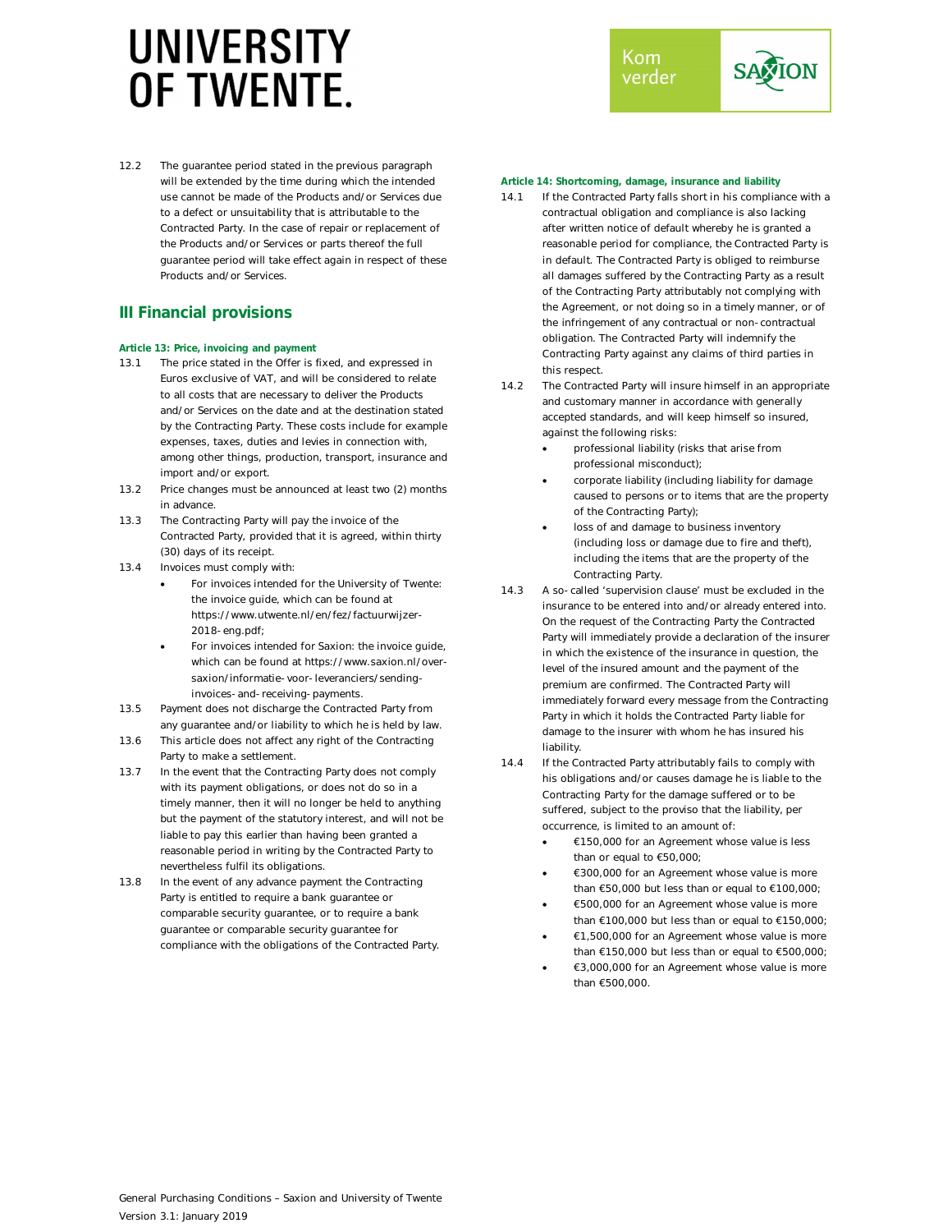12.2 The guarantee period stated in the previous paragraph will be extended by the time during which the intended use cannot be made of the Products and/or Services due to a defect or unsuitability that is attributable to the Contracted Party. In the case of repair or replacement of the Products and/or Services or parts thereof the full guarantee period will take effect again in respect of these Products and/or Services.

## III Financial provisions

#### Article 13: Price, invoicing and payment

13.1 The price stated in the Offer is fixed, and expressed in Euros exclusive of VAT, and will be considered to relate to all costs that are necessary to deliver the Products and/or Services on the date and at the destination stated by the Contracting Party. These costs include for example expenses, taxes, duties and levies in connection with, among other things, production, transport, insurance and import and/or export.

13.2 Price changes must be announced at least two (2) months in advance.

13.3 The Contracting Party will pay the invoice of the Contracted Party, provided that it is agreed, within thirty (30) days of its receipt.

13.4 Invoices must comply with:
- For invoices intended for the University of Twente: the invoice guide, which can be found at https://www.utwente.nl/en/fez/factuurwijzer-2018-eng.pdf;
- For invoices intended for Saxion: the invoice guide, which can be found at https://www.saxion.nl/over-saxion/informatie-voor-leveranciers/sending-invoices-and-receiving-payments.

13.5 Payment does not discharge the Contracted Party from any guarantee and/or liability to which he is held by law.

13.6 This article does not affect any right of the Contracting Party to make a settlement.

13.7 In the event that the Contracting Party does not comply with its payment obligations, or does not do so in a timely manner, then it will no longer be held to anything but the payment of the statutory interest, and will not be liable to pay this earlier than having been granted a reasonable period in writing by the Contracted Party to nevertheless fulfil its obligations.

13.8 In the event of any advance payment the Contracting Party is entitled to require a bank guarantee or comparable security guarantee, or to require a bank guarantee or comparable security guarantee for compliance with the obligations of the Contracted Party.

#### Article 14: Shortcoming, damage, insurance and liability

14.1 If the Contracted Party falls short in his compliance with a contractual obligation and compliance is also lacking after written notice of default whereby he is granted a reasonable period for compliance, the Contracted Party is in default. The Contracted Party is obliged to reimburse all damages suffered by the Contracting Party as a result of the Contracting Party attributably not complying with the Agreement, or not doing so in a timely manner, or of the infringement of any contractual or non-contractual obligation. The Contracted Party will indemnify the Contracting Party against any claims of third parties in this respect.

14.2 The Contracted Party will insure himself in an appropriate and customary manner in accordance with generally accepted standards, and will keep himself so insured, against the following risks:
- professional liability (risks that arise from professional misconduct);
- corporate liability (including liability for damage caused to persons or to items that are the property of the Contracting Party);
- loss of and damage to business inventory (including loss or damage due to fire and theft), including the items that are the property of the Contracting Party.

14.3 A so-called 'supervision clause' must be excluded in the insurance to be entered into and/or already entered into. On the request of the Contracting Party the Contracted Party will immediately provide a declaration of the insurer in which the existence of the insurance in question, the level of the insured amount and the payment of the premium are confirmed. The Contracted Party will immediately forward every message from the Contracting Party in which it holds the Contracted Party liable for damage to the insurer with whom he has insured his liability.

14.4 If the Contracted Party attributably fails to comply with his obligations and/or causes damage he is liable to the Contracting Party for the damage suffered or to be suffered, subject to the proviso that the liability, per occurrence, is limited to an amount of:
- €150,000 for an Agreement whose value is less than or equal to €50,000;
- €300,000 for an Agreement whose value is more than €50,000 but less than or equal to €100,000;
- €500,000 for an Agreement whose value is more than €100,000 but less than or equal to €150,000;
- €1,500,000 for an Agreement whose value is more than €150,000 but less than or equal to €500,000;
- €3,000,000 for an Agreement whose value is more than €500,000.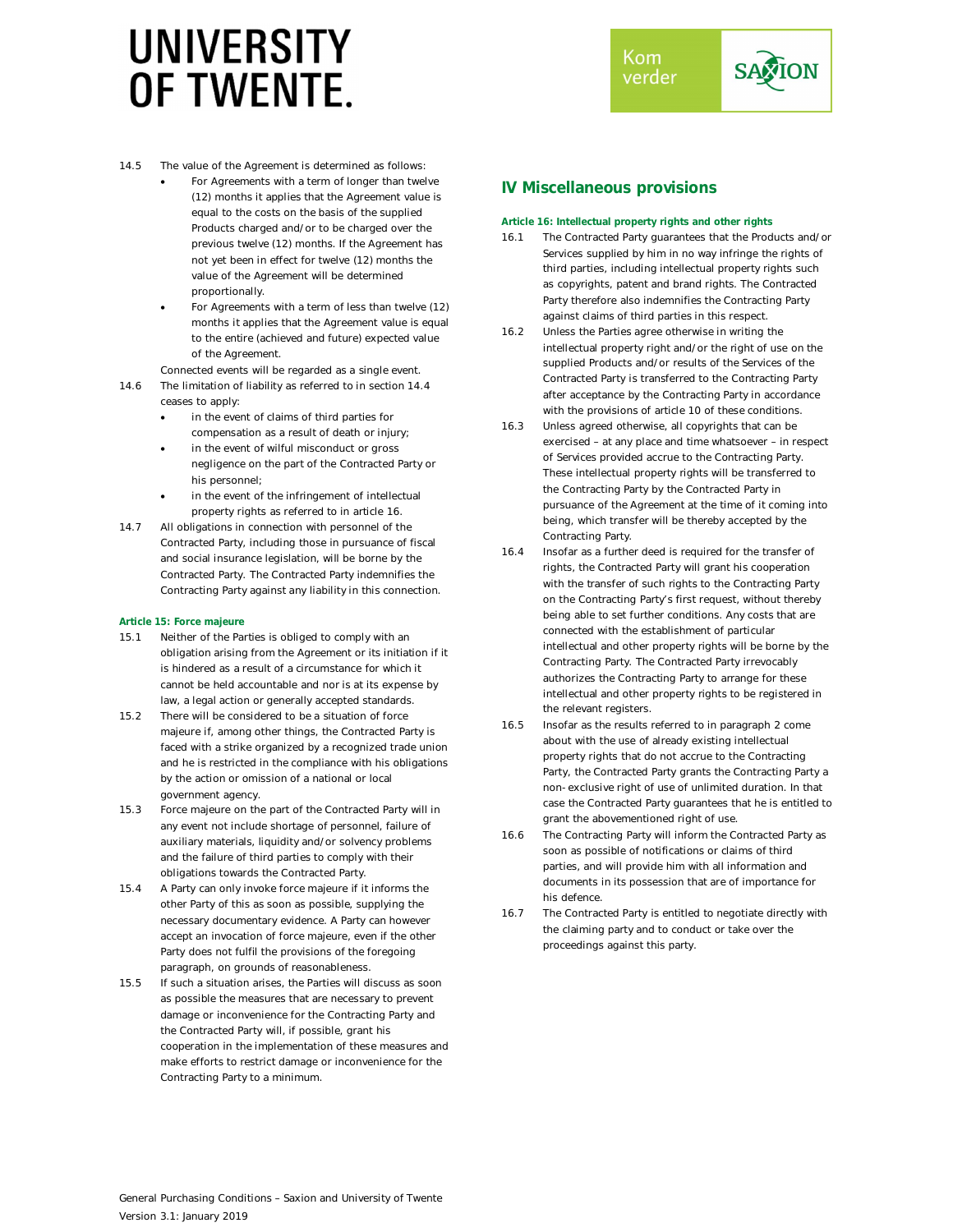14.5 The value of the Agreement is determined as follows:

- For Agreements with a term of longer than twelve (12) months it applies that the Agreement value is equal to the costs on the basis of the supplied Products charged and/or to be charged over the previous twelve (12) months. If the Agreement has not yet been in effect for twelve (12) months the value of the Agreement will be determined proportionally.
- For Agreements with a term of less than twelve (12) months it applies that the Agreement value is equal to the entire (achieved and future) expected value of the Agreement.

Connected events will be regarded as a single event.

14.6 The limitation of liability as referred to in section 14.4 ceases to apply:

- in the event of claims of third parties for compensation as a result of death or injury;
- in the event of wilful misconduct or gross negligence on the part of the Contracted Party or his personnel;
- in the event of the infringement of intellectual property rights as referred to in article 16.

14.7 All obligations in connection with personnel of the Contracted Party, including those in pursuance of fiscal and social insurance legislation, will be borne by the Contracted Party. The Contracted Party indemnifies the Contracting Party against any liability in this connection.

#### Article 15: Force majeure

15.1 Neither of the Parties is obliged to comply with an obligation arising from the Agreement or its initiation if it is hindered as a result of a circumstance for which it cannot be held accountable and nor is at its expense by law, a legal action or generally accepted standards.

15.2 There will be considered to be a situation of force majeure if, among other things, the Contracted Party is faced with a strike organized by a recognized trade union and he is restricted in the compliance with his obligations by the action or omission of a national or local government agency.

15.3 Force majeure on the part of the Contracted Party will in any event not include shortage of personnel, failure of auxiliary materials, liquidity and/or solvency problems and the failure of third parties to comply with their obligations towards the Contracted Party.

15.4 A Party can only invoke force majeure if it informs the other Party of this as soon as possible, supplying the necessary documentary evidence. A Party can however accept an invocation of force majeure, even if the other Party does not fulfil the provisions of the foregoing paragraph, on grounds of reasonableness.

15.5 If such a situation arises, the Parties will discuss as soon as possible the measures that are necessary to prevent damage or inconvenience for the Contracting Party and the Contracted Party will, if possible, grant his cooperation in the implementation of these measures and make efforts to restrict damage or inconvenience for the Contracting Party to a minimum.

## IV Miscellaneous provisions

#### Article 16: Intellectual property rights and other rights

16.1 The Contracted Party guarantees that the Products and/or Services supplied by him in no way infringe the rights of third parties, including intellectual property rights such as copyrights, patent and brand rights. The Contracted Party therefore also indemnifies the Contracting Party against claims of third parties in this respect.

16.2 Unless the Parties agree otherwise in writing the intellectual property right and/or the right of use on the supplied Products and/or results of the Services of the Contracted Party is transferred to the Contracting Party after acceptance by the Contracting Party in accordance with the provisions of article 10 of these conditions.

16.3 Unless agreed otherwise, all copyrights that can be exercised – at any place and time whatsoever – in respect of Services provided accrue to the Contracting Party. These intellectual property rights will be transferred to the Contracting Party by the Contracted Party in pursuance of the Agreement at the time of it coming into being, which transfer will be thereby accepted by the Contracting Party.

16.4 Insofar as a further deed is required for the transfer of rights, the Contracted Party will grant his cooperation with the transfer of such rights to the Contracting Party on the Contracting Party's first request, without thereby being able to set further conditions. Any costs that are connected with the establishment of particular intellectual and other property rights will be borne by the Contracting Party. The Contracted Party irrevocably authorizes the Contracting Party to arrange for these intellectual and other property rights to be registered in the relevant registers.

16.5 Insofar as the results referred to in paragraph 2 come about with the use of already existing intellectual property rights that do not accrue to the Contracting Party, the Contracted Party grants the Contracting Party a non-exclusive right of use of unlimited duration. In that case the Contracted Party guarantees that he is entitled to grant the abovementioned right of use.

16.6 The Contracting Party will inform the Contracted Party as soon as possible of notifications or claims of third parties, and will provide him with all information and documents in its possession that are of importance for his defence.

16.7 The Contracted Party is entitled to negotiate directly with the claiming party and to conduct or take over the proceedings against this party.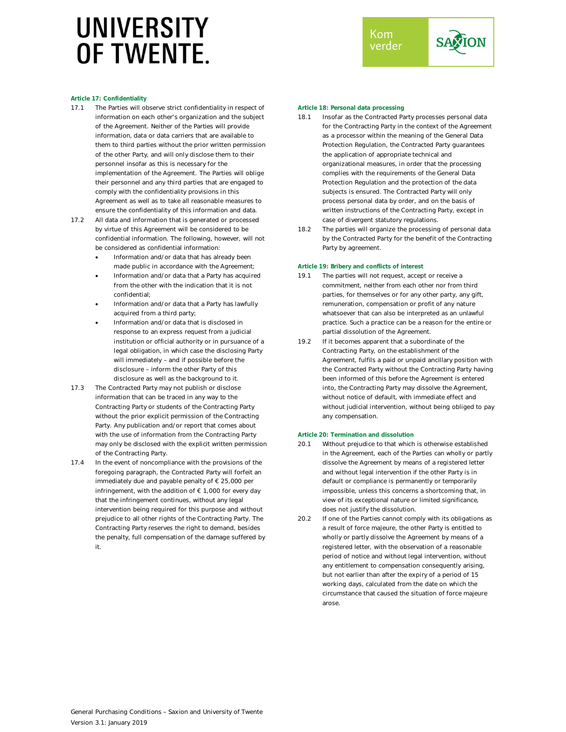**Article 17: Confidentiality**

17.1 The Parties will observe strict confidentiality in respect of information on each other's organization and the subject of the Agreement. Neither of the Parties will provide information, data or data carriers that are available to them to third parties without the prior written permission of the other Party, and will only disclose them to their personnel insofar as this is necessary for the implementation of the Agreement. The Parties will oblige their personnel and any third parties that are engaged to comply with the confidentiality provisions in this Agreement as well as to take all reasonable measures to ensure the confidentiality of this information and data.

17.2 All data and information that is generated or processed by virtue of this Agreement will be considered to be confidential information. The following, however, will not be considered as confidential information:
- Information and/or data that has already been made public in accordance with the Agreement;
- Information and/or data that a Party has acquired from the other with the indication that it is not confidential;
- Information and/or data that a Party has lawfully acquired from a third party;
- Information and/or data that is disclosed in response to an express request from a judicial institution or official authority or in pursuance of a legal obligation, in which case the disclosing Party will immediately – and if possible before the disclosure – inform the other Party of this disclosure as well as the background to it.

17.3 The Contracted Party may not publish or disclose information that can be traced in any way to the Contracting Party or students of the Contracting Party without the prior explicit permission of the Contracting Party. Any publication and/or report that comes about with the use of information from the Contracting Party may only be disclosed with the explicit written permission of the Contracting Party.

17.4 In the event of noncompliance with the provisions of the foregoing paragraph, the Contracted Party will forfeit an immediately due and payable penalty of € 25,000 per infringement, with the addition of € 1,000 for every day that the infringement continues, without any legal intervention being required for this purpose and without prejudice to all other rights of the Contracting Party. The Contracting Party reserves the right to demand, besides the penalty, full compensation of the damage suffered by it.

**Article 18: Personal data processing**

18.1 Insofar as the Contracted Party processes personal data for the Contracting Party in the context of the Agreement as a processor within the meaning of the General Data Protection Regulation, the Contracted Party guarantees the application of appropriate technical and organizational measures, in order that the processing complies with the requirements of the General Data Protection Regulation and the protection of the data subjects is ensured. The Contracted Party will only process personal data by order, and on the basis of written instructions of the Contracting Party, except in case of divergent statutory regulations.

18.2 The parties will organize the processing of personal data by the Contracted Party for the benefit of the Contracting Party by agreement.

**Article 19: Bribery and conflicts of interest**

19.1 The parties will not request, accept or receive a commitment, neither from each other nor from third parties, for themselves or for any other party, any gift, remuneration, compensation or profit of any nature whatsoever that can also be interpreted as an unlawful practice. Such a practice can be a reason for the entire or partial dissolution of the Agreement.

19.2 If it becomes apparent that a subordinate of the Contracting Party, on the establishment of the Agreement, fulfils a paid or unpaid ancillary position with the Contracted Party without the Contracting Party having been informed of this before the Agreement is entered into, the Contracting Party may dissolve the Agreement, without notice of default, with immediate effect and without judicial intervention, without being obliged to pay any compensation.

**Article 20: Termination and dissolution**

20.1 Without prejudice to that which is otherwise established in the Agreement, each of the Parties can wholly or partly dissolve the Agreement by means of a registered letter and without legal intervention if the other Party is in default or compliance is permanently or temporarily impossible, unless this concerns a shortcoming that, in view of its exceptional nature or limited significance, does not justify the dissolution.

20.2 If one of the Parties cannot comply with its obligations as a result of force majeure, the other Party is entitled to wholly or partly dissolve the Agreement by means of a registered letter, with the observation of a reasonable period of notice and without legal intervention, without any entitlement to compensation consequently arising, but not earlier than after the expiry of a period of 15 working days, calculated from the date on which the circumstance that caused the situation of force majeure arose.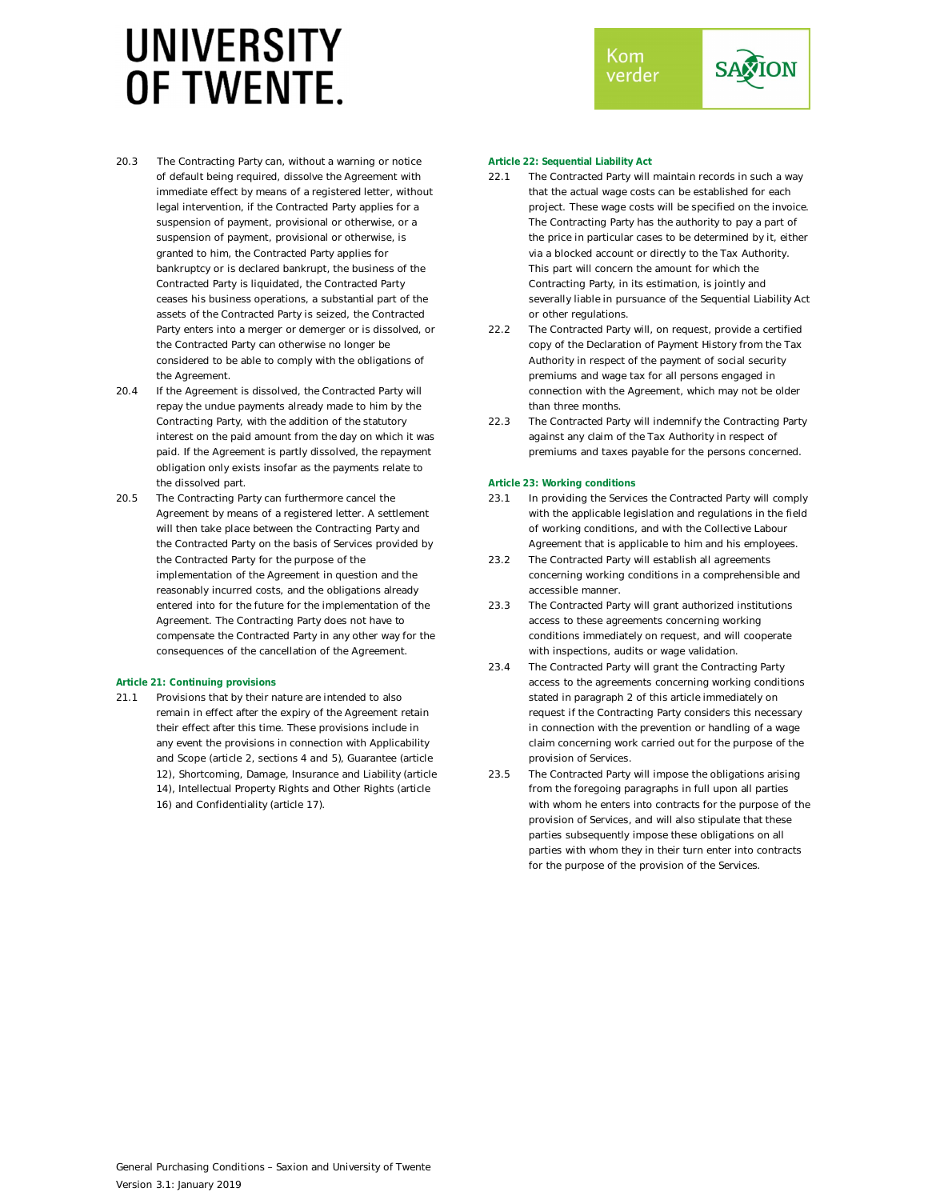20.3 The Contracting Party can, without a warning or notice of default being required, dissolve the Agreement with immediate effect by means of a registered letter, without legal intervention, if the Contracted Party applies for a suspension of payment, provisional or otherwise, or a suspension of payment, provisional or otherwise, is granted to him, the Contracted Party applies for bankruptcy or is declared bankrupt, the business of the Contracted Party is liquidated, the Contracted Party ceases his business operations, a substantial part of the assets of the Contracted Party is seized, the Contracted Party enters into a merger or demerger or is dissolved, or the Contracted Party can otherwise no longer be considered to be able to comply with the obligations of the Agreement.

20.4 If the Agreement is dissolved, the Contracted Party will repay the undue payments already made to him by the Contracting Party, with the addition of the statutory interest on the paid amount from the day on which it was paid. If the Agreement is partly dissolved, the repayment obligation only exists insofar as the payments relate to the dissolved part.

20.5 The Contracting Party can furthermore cancel the Agreement by means of a registered letter. A settlement will then take place between the Contracting Party and the Contracted Party on the basis of Services provided by the Contracted Party for the purpose of the implementation of the Agreement in question and the reasonably incurred costs, and the obligations already entered into for the future for the implementation of the Agreement. The Contracting Party does not have to compensate the Contracted Party in any other way for the consequences of the cancellation of the Agreement.

### Article 21: Continuing provisions

21.1 Provisions that by their nature are intended to also remain in effect after the expiry of the Agreement retain their effect after this time. These provisions include in any event the provisions in connection with Applicability and Scope (article 2, sections 4 and 5), Guarantee (article 12), Shortcoming, Damage, Insurance and Liability (article 14), Intellectual Property Rights and Other Rights (article 16) and Confidentiality (article 17).

### Article 22: Sequential Liability Act

22.1 The Contracted Party will maintain records in such a way that the actual wage costs can be established for each project. These wage costs will be specified on the invoice. The Contracting Party has the authority to pay a part of the price in particular cases to be determined by it, either via a blocked account or directly to the Tax Authority. This part will concern the amount for which the Contracting Party, in its estimation, is jointly and severally liable in pursuance of the Sequential Liability Act or other regulations.

22.2 The Contracted Party will, on request, provide a certified copy of the Declaration of Payment History from the Tax Authority in respect of the payment of social security premiums and wage tax for all persons engaged in connection with the Agreement, which may not be older than three months.

22.3 The Contracted Party will indemnify the Contracting Party against any claim of the Tax Authority in respect of premiums and taxes payable for the persons concerned.

### Article 23: Working conditions

23.1 In providing the Services the Contracted Party will comply with the applicable legislation and regulations in the field of working conditions, and with the Collective Labour Agreement that is applicable to him and his employees.

23.2 The Contracted Party will establish all agreements concerning working conditions in a comprehensible and accessible manner.

23.3 The Contracted Party will grant authorized institutions access to these agreements concerning working conditions immediately on request, and will cooperate with inspections, audits or wage validation.

23.4 The Contracted Party will grant the Contracting Party access to the agreements concerning working conditions stated in paragraph 2 of this article immediately on request if the Contracting Party considers this necessary in connection with the prevention or handling of a wage claim concerning work carried out for the purpose of the provision of Services.

23.5 The Contracted Party will impose the obligations arising from the foregoing paragraphs in full upon all parties with whom he enters into contracts for the purpose of the provision of Services, and will also stipulate that these parties subsequently impose these obligations on all parties with whom they in their turn enter into contracts for the purpose of the provision of the Services.